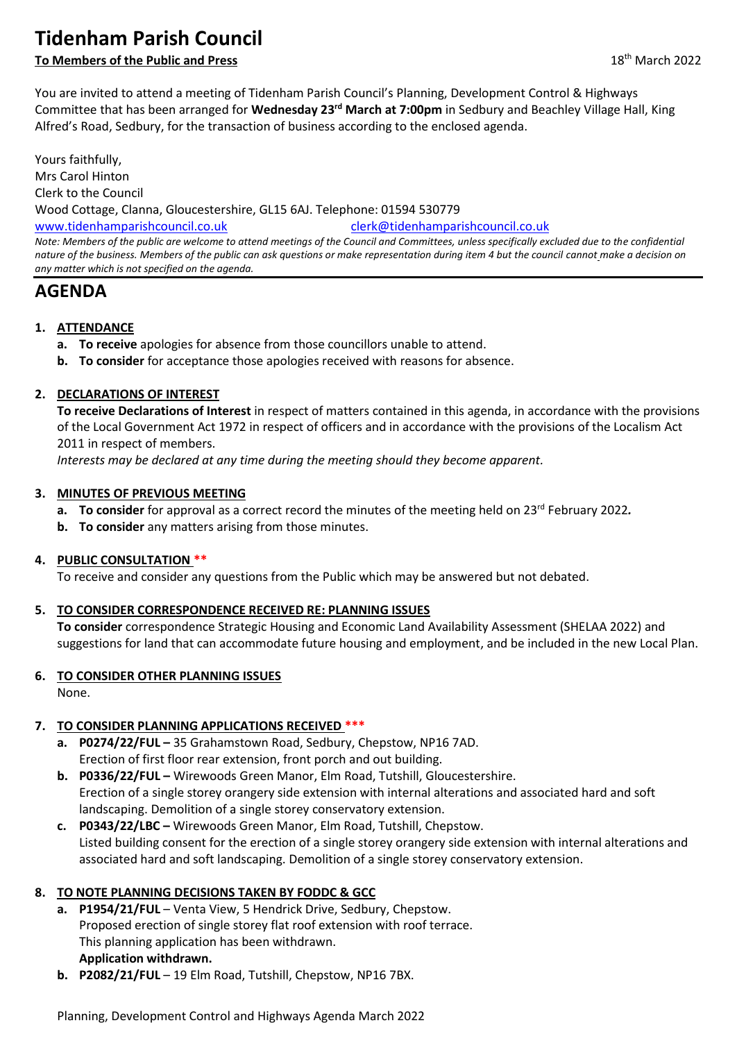# Tidenham Parish Council

**To Members of the Public and Press** 18th March 2022

You are invited to attend a meeting of Tidenham Parish Council's Planning, Development Control & Highways Committee that has been arranged for **Wednesday 23rd March at 7:00pm** in Sedbury and Beachley Village Hall, King Alfred's Road, Sedbury, for the transaction of business according to the enclosed agenda.

Yours faithfully,
Mrs Carol Hinton
Clerk to the Council
Wood Cottage, Clanna, Gloucestershire, GL15 6AJ. Telephone: 01594 530779
www.tidenhamparishcouncil.co.uk clerk@tidenhamparishcouncil.co.uk

*Note: Members of the public are welcome to attend meetings of the Council and Committees, unless specifically excluded due to the confidential nature of the business. Members of the public can ask questions or make representation during item 4 but the council cannot make a decision on any matter which is not specified on the agenda.*

## AGENDA

1. **ATTENDANCE**
   - a. **To receive** apologies for absence from those councillors unable to attend.
   - b. **To consider** for acceptance those apologies received with reasons for absence.

2. **DECLARATIONS OF INTEREST**

   **To receive Declarations of Interest** in respect of matters contained in this agenda, in accordance with the provisions of the Local Government Act 1972 in respect of officers and in accordance with the provisions of the Localism Act 2011 in respect of members.

   *Interests may be declared at any time during the meeting should they become apparent.*

3. **MINUTES OF PREVIOUS MEETING**
   - a. **To consider** for approval as a correct record the minutes of the meeting held on 23rd February 2022.
   - b. **To consider** any matters arising from those minutes.

4. **PUBLIC CONSULTATION** **

   To receive and consider any questions from the Public which may be answered but not debated.

5. **TO CONSIDER CORRESPONDENCE RECEIVED RE: PLANNING ISSUES**

   **To consider** correspondence Strategic Housing and Economic Land Availability Assessment (SHELAA 2022) and suggestions for land that can accommodate future housing and employment, and be included in the new Local Plan.

6. **TO CONSIDER OTHER PLANNING ISSUES**

   None.

7. **TO CONSIDER PLANNING APPLICATIONS RECEIVED** ***
   - a. **P0274/22/FUL –** 35 Grahamstown Road, Sedbury, Chepstow, NP16 7AD.
     Erection of first floor rear extension, front porch and out building.
   - b. **P0336/22/FUL –** Wirewoods Green Manor, Elm Road, Tutshill, Gloucestershire.
     Erection of a single storey orangery side extension with internal alterations and associated hard and soft landscaping. Demolition of a single storey conservatory extension.
   - c. **P0343/22/LBC –** Wirewoods Green Manor, Elm Road, Tutshill, Chepstow.
     Listed building consent for the erection of a single storey orangery side extension with internal alterations and associated hard and soft landscaping. Demolition of a single storey conservatory extension.

8. **TO NOTE PLANNING DECISIONS TAKEN BY FODDC & GCC**
   - a. **P1954/21/FUL** – Venta View, 5 Hendrick Drive, Sedbury, Chepstow.
     Proposed erection of single storey flat roof extension with roof terrace.
     This planning application has been withdrawn.
     **Application withdrawn.**
   - b. **P2082/21/FUL** – 19 Elm Road, Tutshill, Chepstow, NP16 7BX.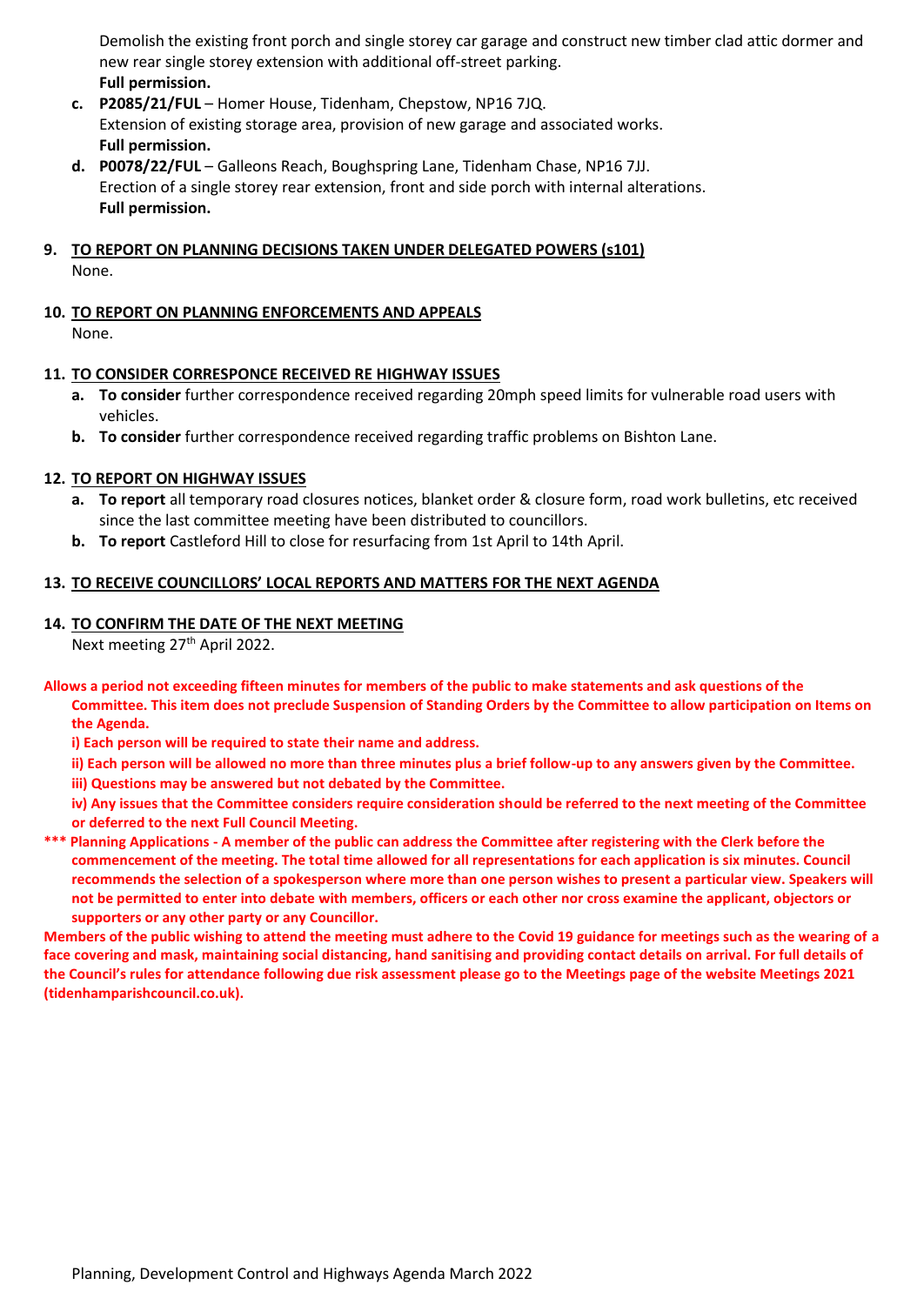Demolish the existing front porch and single storey car garage and construct new timber clad attic dormer and new rear single storey extension with additional off-street parking.
**Full permission.**

c. **P2085/21/FUL** – Homer House, Tidenham, Chepstow, NP16 7JQ.
Extension of existing storage area, provision of new garage and associated works.
**Full permission.**

d. **P0078/22/FUL** – Galleons Reach, Boughspring Lane, Tidenham Chase, NP16 7JJ.
Erection of a single storey rear extension, front and side porch with internal alterations.
**Full permission.**

**9. TO REPORT ON PLANNING DECISIONS TAKEN UNDER DELEGATED POWERS (s101)**

None.

**10. TO REPORT ON PLANNING ENFORCEMENTS AND APPEALS**

None.

**11. TO CONSIDER CORRESPONCE RECEIVED RE HIGHWAY ISSUES**

a. **To consider** further correspondence received regarding 20mph speed limits for vulnerable road users with vehicles.

b. **To consider** further correspondence received regarding traffic problems on Bishton Lane.

**12. TO REPORT ON HIGHWAY ISSUES**

a. **To report** all temporary road closures notices, blanket order & closure form, road work bulletins, etc received since the last committee meeting have been distributed to councillors.

b. **To report** Castleford Hill to close for resurfacing from 1st April to 14th April.

**13. TO RECEIVE COUNCILLORS' LOCAL REPORTS AND MATTERS FOR THE NEXT AGENDA**

**14. TO CONFIRM THE DATE OF THE NEXT MEETING**

Next meeting 27th April 2022.

**Allows a period not exceeding fifteen minutes for members of the public to make statements and ask questions of the Committee. This item does not preclude Suspension of Standing Orders by the Committee to allow participation on Items on the Agenda.**

**i) Each person will be required to state their name and address.**

**ii) Each person will be allowed no more than three minutes plus a brief follow-up to any answers given by the Committee.**

**iii) Questions may be answered but not debated by the Committee.**

**iv) Any issues that the Committee considers require consideration should be referred to the next meeting of the Committee or deferred to the next Full Council Meeting.**

**\*\*\* Planning Applications - A member of the public can address the Committee after registering with the Clerk before the commencement of the meeting. The total time allowed for all representations for each application is six minutes. Council recommends the selection of a spokesperson where more than one person wishes to present a particular view. Speakers will not be permitted to enter into debate with members, officers or each other nor cross examine the applicant, objectors or supporters or any other party or any Councillor.**

**Members of the public wishing to attend the meeting must adhere to the Covid 19 guidance for meetings such as the wearing of a face covering and mask, maintaining social distancing, hand sanitising and providing contact details on arrival. For full details of the Council's rules for attendance following due risk assessment please go to the Meetings page of the website Meetings 2021 (tidenhamparishcouncil.co.uk).**